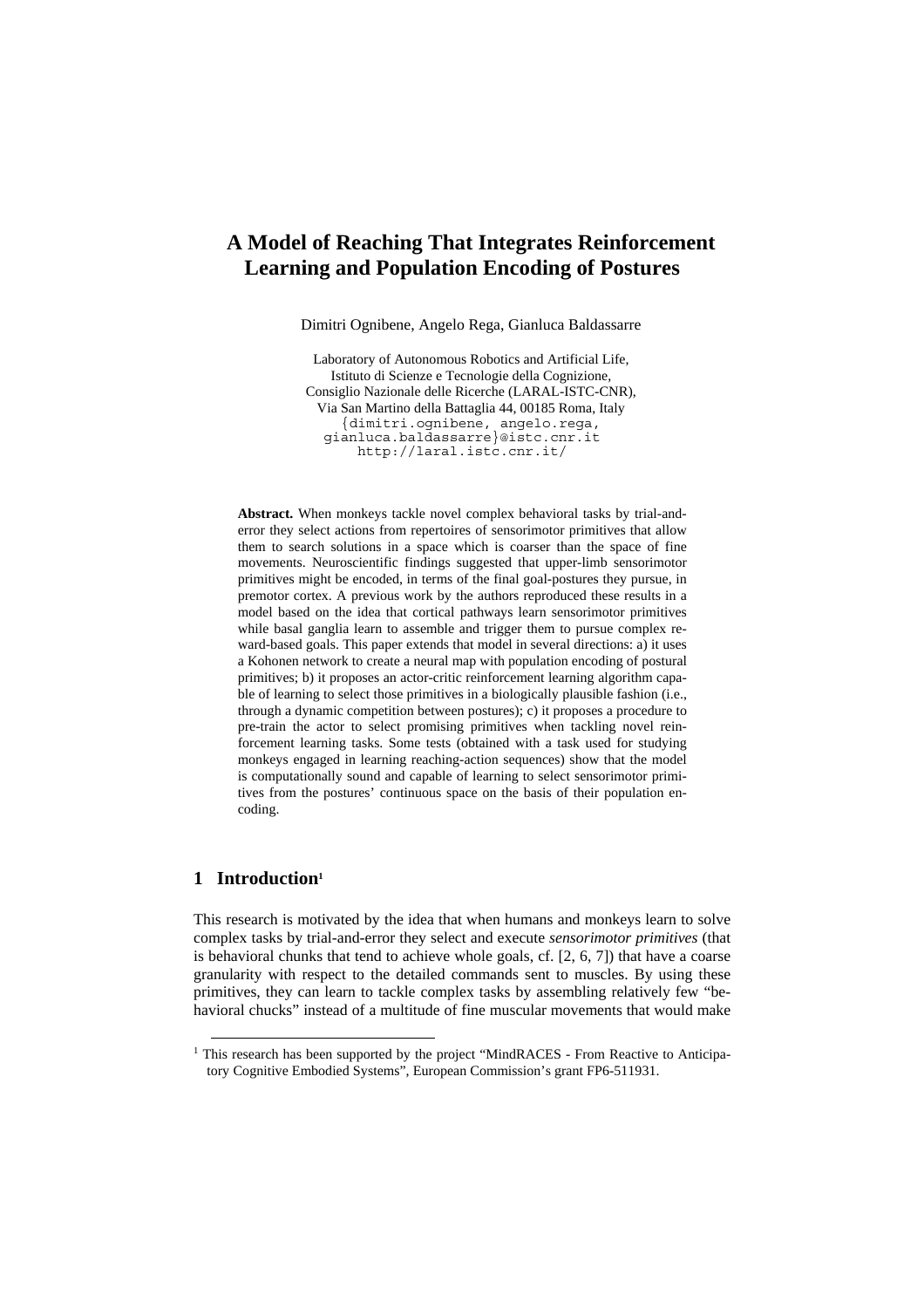# A Model of Reaching That Integrates Reinforcement Learning and Population Encoding of Postures

Dimitri Ognibene, Angelo Rega, Gianluca Baldassarre

Laboratory of Autonomous Robotics and Artificial Life,
Istituto di Scienze e Tecnologie della Cognizione,
Consiglio Nazionale delle Ricerche (LARAL-ISTC-CNR),
Via San Martino della Battaglia 44, 00185 Roma, Italy
{dimitri.ognibene, angelo.rega, gianluca.baldassarre}@istc.cnr.it
http://laral.istc.cnr.it/

**Abstract.** When monkeys tackle novel complex behavioral tasks by trial-and-error they select actions from repertoires of sensorimotor primitives that allow them to search solutions in a space which is coarser than the space of fine movements. Neuroscientific findings suggested that upper-limb sensorimotor primitives might be encoded, in terms of the final goal-postures they pursue, in premotor cortex. A previous work by the authors reproduced these results in a model based on the idea that cortical pathways learn sensorimotor primitives while basal ganglia learn to assemble and trigger them to pursue complex reward-based goals. This paper extends that model in several directions: a) it uses a Kohonen network to create a neural map with population encoding of postural primitives; b) it proposes an actor-critic reinforcement learning algorithm capable of learning to select those primitives in a biologically plausible fashion (i.e., through a dynamic competition between postures); c) it proposes a procedure to pre-train the actor to select promising primitives when tackling novel reinforcement learning tasks. Some tests (obtained with a task used for studying monkeys engaged in learning reaching-action sequences) show that the model is computationally sound and capable of learning to select sensorimotor primitives from the postures' continuous space on the basis of their population encoding.

## 1 Introduction[1]

This research is motivated by the idea that when humans and monkeys learn to solve complex tasks by trial-and-error they select and execute *sensorimotor primitives* (that is behavioral chunks that tend to achieve whole goals, cf. [2, 6, 7]) that have a coarse granularity with respect to the detailed commands sent to muscles. By using these primitives, they can learn to tackle complex tasks by assembling relatively few "behavioral chucks" instead of a multitude of fine muscular movements that would make

[1] This research has been supported by the project "MindRACES - From Reactive to Anticipatory Cognitive Embodied Systems", European Commission's grant FP6-511931.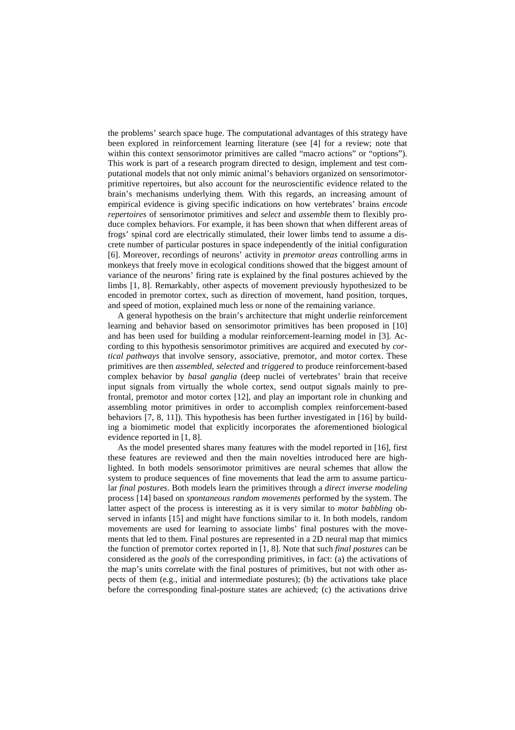the problems' search space huge. The computational advantages of this strategy have been explored in reinforcement learning literature (see [4] for a review; note that within this context sensorimotor primitives are called "macro actions" or "options"). This work is part of a research program directed to design, implement and test computational models that not only mimic animal's behaviors organized on sensorimotor-primitive repertoires, but also account for the neuroscientific evidence related to the brain's mechanisms underlying them. With this regards, an increasing amount of empirical evidence is giving specific indications on how vertebrates' brains *encode repertoires* of sensorimotor primitives and *select* and *assemble* them to flexibly produce complex behaviors. For example, it has been shown that when different areas of frogs' spinal cord are electrically stimulated, their lower limbs tend to assume a discrete number of particular postures in space independently of the initial configuration [6]. Moreover, recordings of neurons' activity in *premotor areas* controlling arms in monkeys that freely move in ecological conditions showed that the biggest amount of variance of the neurons' firing rate is explained by the final postures achieved by the limbs [1, 8]. Remarkably, other aspects of movement previously hypothesized to be encoded in premotor cortex, such as direction of movement, hand position, torques, and speed of motion, explained much less or none of the remaining variance.

A general hypothesis on the brain's architecture that might underlie reinforcement learning and behavior based on sensorimotor primitives has been proposed in [10] and has been used for building a modular reinforcement-learning model in [3]. According to this hypothesis sensorimotor primitives are acquired and executed by *cortical pathways* that involve sensory, associative, premotor, and motor cortex. These primitives are then *assembled*, *selected* and *triggered* to produce reinforcement-based complex behavior by *basal ganglia* (deep nuclei of vertebrates' brain that receive input signals from virtually the whole cortex, send output signals mainly to prefrontal, premotor and motor cortex [12], and play an important role in chunking and assembling motor primitives in order to accomplish complex reinforcement-based behaviors [7, 8, 11]). This hypothesis has been further investigated in [16] by building a biomimetic model that explicitly incorporates the aforementioned biological evidence reported in [1, 8].

As the model presented shares many features with the model reported in [16], first these features are reviewed and then the main novelties introduced here are highlighted. In both models sensorimotor primitives are neural schemes that allow the system to produce sequences of fine movements that lead the arm to assume particular *final postures*. Both models learn the primitives through a *direct inverse modeling* process [14] based on *spontaneous random movements* performed by the system. The latter aspect of the process is interesting as it is very similar to *motor babbling* observed in infants [15] and might have functions similar to it. In both models, random movements are used for learning to associate limbs' final postures with the movements that led to them. Final postures are represented in a 2D neural map that mimics the function of premotor cortex reported in [1, 8]. Note that such *final postures* can be considered as the *goals* of the corresponding primitives, in fact: (a) the activations of the map's units correlate with the final postures of primitives, but not with other aspects of them (e.g., initial and intermediate postures); (b) the activations take place before the corresponding final-posture states are achieved; (c) the activations drive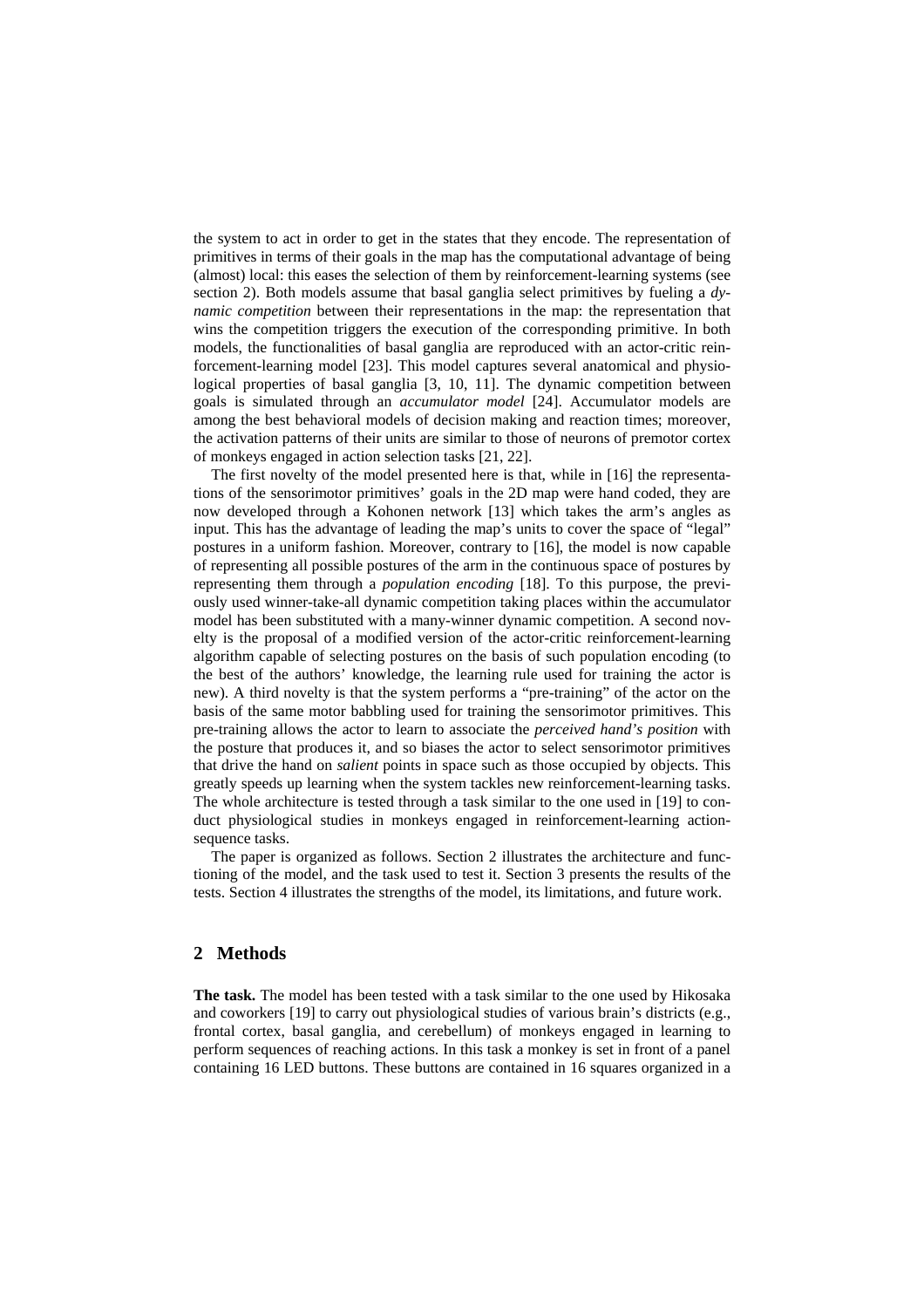the system to act in order to get in the states that they encode. The representation of primitives in terms of their goals in the map has the computational advantage of being (almost) local: this eases the selection of them by reinforcement-learning systems (see section 2). Both models assume that basal ganglia select primitives by fueling a *dynamic competition* between their representations in the map: the representation that wins the competition triggers the execution of the corresponding primitive. In both models, the functionalities of basal ganglia are reproduced with an actor-critic reinforcement-learning model [23]. This model captures several anatomical and physiological properties of basal ganglia [3, 10, 11]. The dynamic competition between goals is simulated through an *accumulator model* [24]. Accumulator models are among the best behavioral models of decision making and reaction times; moreover, the activation patterns of their units are similar to those of neurons of premotor cortex of monkeys engaged in action selection tasks [21, 22].

The first novelty of the model presented here is that, while in [16] the representations of the sensorimotor primitives' goals in the 2D map were hand coded, they are now developed through a Kohonen network [13] which takes the arm's angles as input. This has the advantage of leading the map's units to cover the space of "legal" postures in a uniform fashion. Moreover, contrary to [16], the model is now capable of representing all possible postures of the arm in the continuous space of postures by representing them through a *population encoding* [18]. To this purpose, the previously used winner-take-all dynamic competition taking places within the accumulator model has been substituted with a many-winner dynamic competition. A second novelty is the proposal of a modified version of the actor-critic reinforcement-learning algorithm capable of selecting postures on the basis of such population encoding (to the best of the authors' knowledge, the learning rule used for training the actor is new). A third novelty is that the system performs a "pre-training" of the actor on the basis of the same motor babbling used for training the sensorimotor primitives. This pre-training allows the actor to learn to associate the *perceived hand's position* with the posture that produces it, and so biases the actor to select sensorimotor primitives that drive the hand on *salient* points in space such as those occupied by objects. This greatly speeds up learning when the system tackles new reinforcement-learning tasks. The whole architecture is tested through a task similar to the one used in [19] to conduct physiological studies in monkeys engaged in reinforcement-learning action-sequence tasks.

The paper is organized as follows. Section 2 illustrates the architecture and functioning of the model, and the task used to test it. Section 3 presents the results of the tests. Section 4 illustrates the strengths of the model, its limitations, and future work.

## 2 Methods

**The task.** The model has been tested with a task similar to the one used by Hikosaka and coworkers [19] to carry out physiological studies of various brain's districts (e.g., frontal cortex, basal ganglia, and cerebellum) of monkeys engaged in learning to perform sequences of reaching actions. In this task a monkey is set in front of a panel containing 16 LED buttons. These buttons are contained in 16 squares organized in a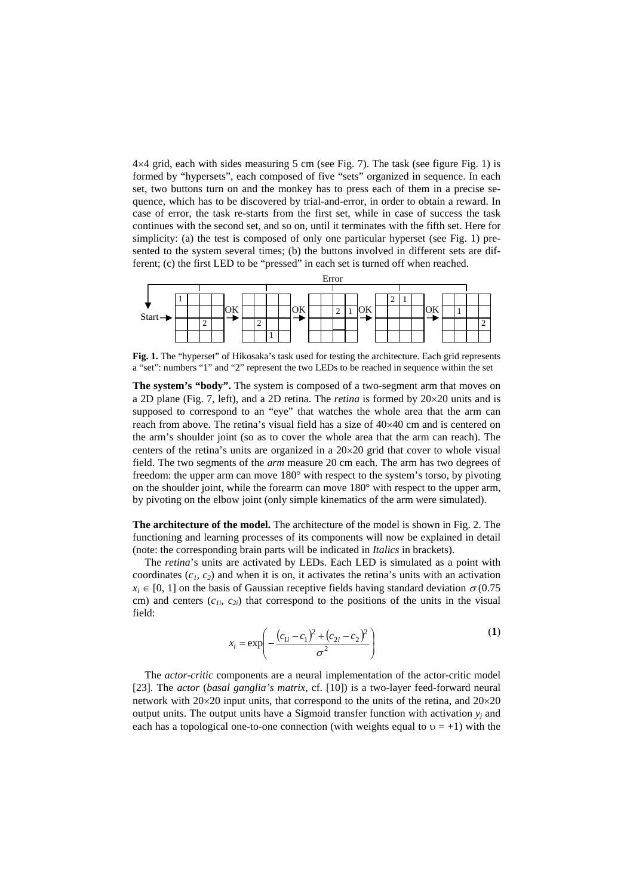4×4 grid, each with sides measuring 5 cm (see Fig. 7). The task (see figure Fig. 1) is formed by "hypersets", each composed of five "sets" organized in sequence. In each set, two buttons turn on and the monkey has to press each of them in a precise sequence, which has to be discovered by trial-and-error, in order to obtain a reward. In case of error, the task re-starts from the first set, while in case of success the task continues with the second set, and so on, until it terminates with the fifth set. Here for simplicity: (a) the test is composed of only one particular hyperset (see Fig. 1) presented to the system several times; (b) the buttons involved in different sets are different; (c) the first LED to be "pressed" in each set is turned off when reached.

**Fig. 1.** The "hyperset" of Hikosaka's task used for testing the architecture. Each grid represents a "set": numbers "1" and "2" represent the two LEDs to be reached in sequence within the set

**The system's "body".** The system is composed of a two-segment arm that moves on a 2D plane (Fig. 7, left), and a 2D retina. The *retina* is formed by 20×20 units and is supposed to correspond to an "eye" that watches the whole area that the arm can reach from above. The retina's visual field has a size of 40×40 cm and is centered on the arm's shoulder joint (so as to cover the whole area that the arm can reach). The centers of the retina's units are organized in a 20×20 grid that cover to whole visual field. The two segments of the *arm* measure 20 cm each. The arm has two degrees of freedom: the upper arm can move 180° with respect to the system's torso, by pivoting on the shoulder joint, while the forearm can move 180° with respect to the upper arm, by pivoting on the elbow joint (only simple kinematics of the arm were simulated).

**The architecture of the model.** The architecture of the model is shown in Fig. 2. The functioning and learning processes of its components will now be explained in detail (note: the corresponding brain parts will be indicated in *Italics* in brackets).

The *retina*'s units are activated by LEDs. Each LED is simulated as a point with coordinates ($c_1$, $c_2$) and when it is on, it activates the retina's units with an activation $x_i \in [0, 1]$ on the basis of Gaussian receptive fields having standard deviation $\sigma$ (0.75 cm) and centers ($c_{1i}$, $c_{2i}$) that correspond to the positions of the units in the visual field:

$$x_i = \exp\left(-\frac{(c_{1i}-c_1)^2+(c_{2i}-c_2)^2}{\sigma^2}\right) \tag{1}$$

The *actor-critic* components are a neural implementation of the actor-critic model [23]. The *actor* (*basal ganglia's matrix*, cf. [10]) is a two-layer feed-forward neural network with 20×20 input units, that correspond to the units of the retina, and 20×20 output units. The output units have a Sigmoid transfer function with activation $y_j$ and each has a topological one-to-one connection (with weights equal to $\upsilon = +1$) with the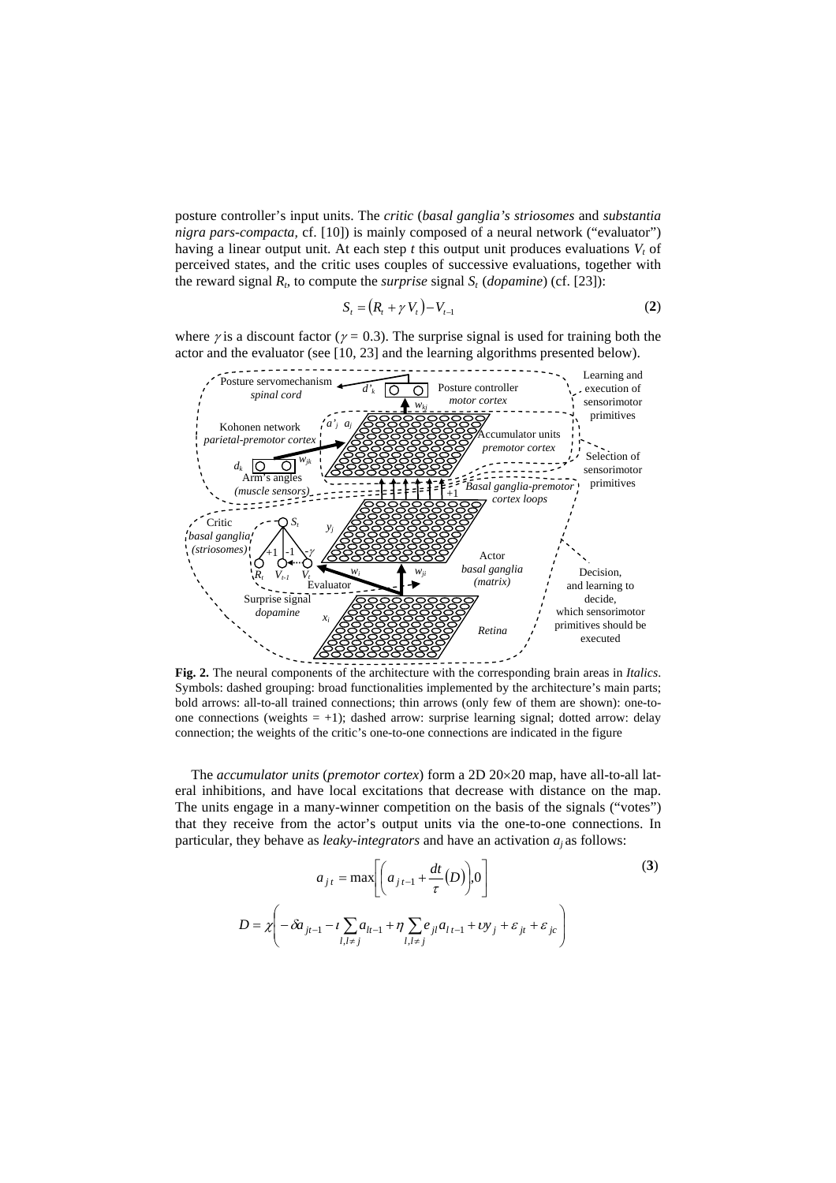posture controller's input units. The *critic* (*basal ganglia's striosomes* and *substantia nigra pars-compacta*, cf. [10]) is mainly composed of a neural network ("evaluator") having a linear output unit. At each step *t* this output unit produces evaluations $V_t$ of perceived states, and the critic uses couples of successive evaluations, together with the reward signal $R_t$, to compute the *surprise* signal $S_t$ (*dopamine*) (cf. [23]):

$$S_t = (R_t + \gamma V_t) - V_{t-1} \qquad \textbf{(2)}$$

where $\gamma$ is a discount factor ($\gamma = 0.3$). The surprise signal is used for training both the actor and the evaluator (see [10, 23] and the learning algorithms presented below).

**Fig. 2.** The neural components of the architecture with the corresponding brain areas in *Italics*. Symbols: dashed grouping: broad functionalities implemented by the architecture's main parts; bold arrows: all-to-all trained connections; thin arrows (only few of them are shown): one-to-one connections (weights = +1); dashed arrow: surprise learning signal; dotted arrow: delay connection; the weights of the critic's one-to-one connections are indicated in the figure

The *accumulator units* (*premotor cortex*) form a 2D 20×20 map, have all-to-all lateral inhibitions, and have local excitations that decrease with distance on the map. The units engage in a many-winner competition on the basis of the signals ("votes") that they receive from the actor's output units via the one-to-one connections. In particular, they behave as *leaky-integrators* and have an activation $a_j$ as follows:

$$a_{jt} = \max\left[\left(a_{jt-1} + \frac{dt}{\tau}(D)\right), 0\right] \qquad \textbf{(3)}$$

$$D = \chi\left(-\delta a_{jt-1} - \iota \sum_{l,l \neq j} a_{lt-1} + \eta \sum_{l,l \neq j} e_{jl} a_{lt-1} + \upsilon y_j + \varepsilon_{jt} + \varepsilon_{jc}\right)$$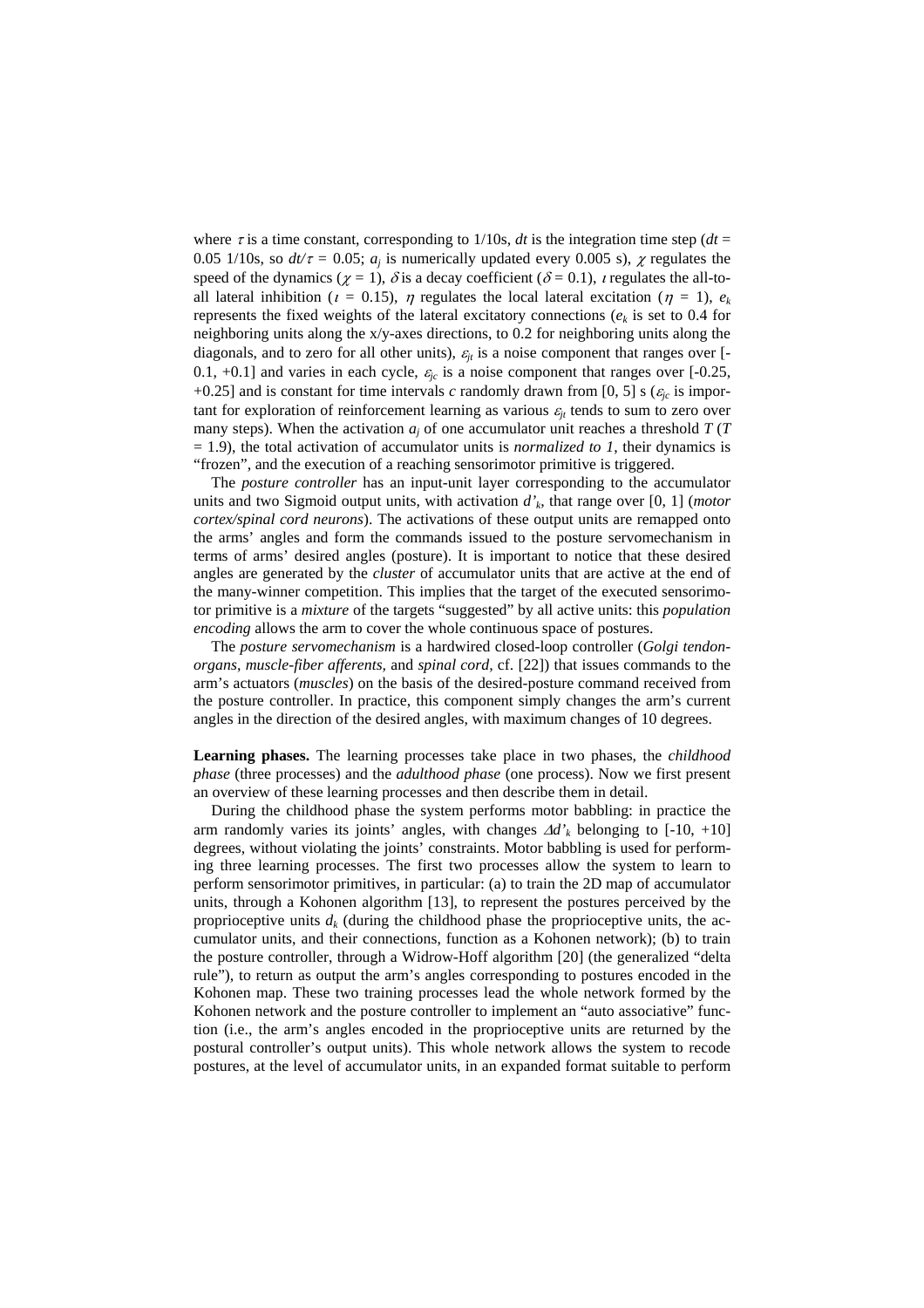where $\tau$ is a time constant, corresponding to 1/10s, $dt$ is the integration time step ($dt$ = 0.05 1/10s, so $dt/\tau$ = 0.05; $a_j$ is numerically updated every 0.005 s), $\chi$ regulates the speed of the dynamics ($\chi$ = 1), $\delta$ is a decay coefficient ($\delta$ = 0.1), $\iota$ regulates the all-to-all lateral inhibition ($\iota$ = 0.15), $\eta$ regulates the local lateral excitation ($\eta$ = 1), $e_k$ represents the fixed weights of the lateral excitatory connections ($e_k$ is set to 0.4 for neighboring units along the x/y-axes directions, to 0.2 for neighboring units along the diagonals, and to zero for all other units), $\varepsilon_{jt}$ is a noise component that ranges over [-0.1, +0.1] and varies in each cycle, $\varepsilon_{jc}$ is a noise component that ranges over [-0.25, +0.25] and is constant for time intervals $c$ randomly drawn from [0, 5] s ($\varepsilon_{jc}$ is important for exploration of reinforcement learning as various $\varepsilon_{jt}$ tends to sum to zero over many steps). When the activation $a_j$ of one accumulator unit reaches a threshold $T$ ($T$ = 1.9), the total activation of accumulator units is *normalized to 1*, their dynamics is "frozen", and the execution of a reaching sensorimotor primitive is triggered.

The *posture controller* has an input-unit layer corresponding to the accumulator units and two Sigmoid output units, with activation $d'_k$, that range over [0, 1] (*motor cortex/spinal cord neurons*). The activations of these output units are remapped onto the arms' angles and form the commands issued to the posture servomechanism in terms of arms' desired angles (posture). It is important to notice that these desired angles are generated by the *cluster* of accumulator units that are active at the end of the many-winner competition. This implies that the target of the executed sensorimotor primitive is a *mixture* of the targets "suggested" by all active units: this *population encoding* allows the arm to cover the whole continuous space of postures.

The *posture servomechanism* is a hardwired closed-loop controller (*Golgi tendon-organs*, *muscle-fiber afferents*, and *spinal cord*, cf. [22]) that issues commands to the arm's actuators (*muscles*) on the basis of the desired-posture command received from the posture controller. In practice, this component simply changes the arm's current angles in the direction of the desired angles, with maximum changes of 10 degrees.

**Learning phases.** The learning processes take place in two phases, the *childhood phase* (three processes) and the *adulthood phase* (one process). Now we first present an overview of these learning processes and then describe them in detail.

During the childhood phase the system performs motor babbling: in practice the arm randomly varies its joints' angles, with changes $\Delta d'_k$ belonging to [-10, +10] degrees, without violating the joints' constraints. Motor babbling is used for performing three learning processes. The first two processes allow the system to learn to perform sensorimotor primitives, in particular: (a) to train the 2D map of accumulator units, through a Kohonen algorithm [13], to represent the postures perceived by the proprioceptive units $d_k$ (during the childhood phase the proprioceptive units, the accumulator units, and their connections, function as a Kohonen network); (b) to train the posture controller, through a Widrow-Hoff algorithm [20] (the generalized "delta rule"), to return as output the arm's angles corresponding to postures encoded in the Kohonen map. These two training processes lead the whole network formed by the Kohonen network and the posture controller to implement an "auto associative" function (i.e., the arm's angles encoded in the proprioceptive units are returned by the postural controller's output units). This whole network allows the system to recode postures, at the level of accumulator units, in an expanded format suitable to perform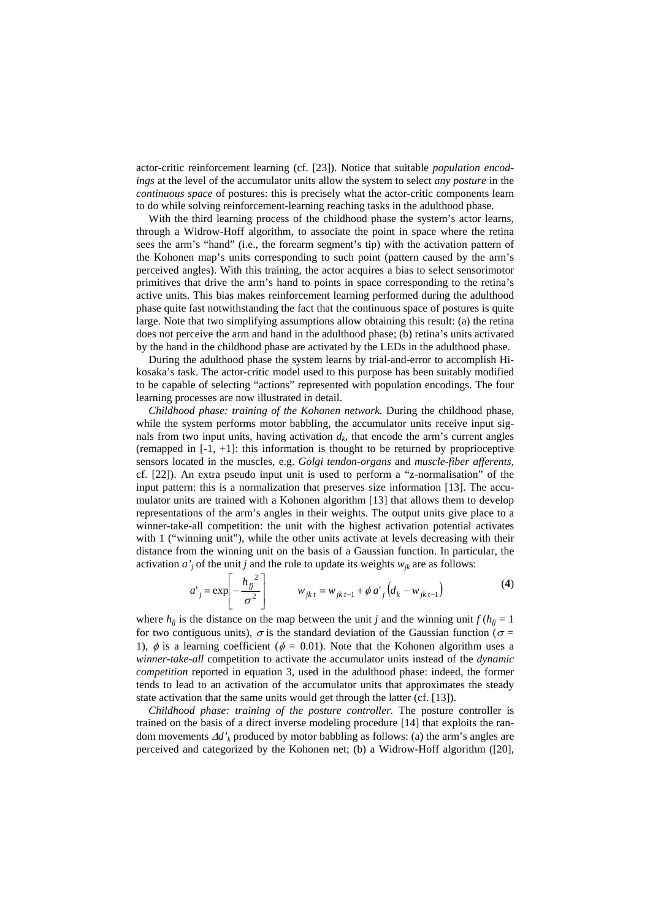actor-critic reinforcement learning (cf. [23]). Notice that suitable *population encodings* at the level of the accumulator units allow the system to select *any posture* in the *continuous space* of postures: this is precisely what the actor-critic components learn to do while solving reinforcement-learning reaching tasks in the adulthood phase.

With the third learning process of the childhood phase the system's actor learns, through a Widrow-Hoff algorithm, to associate the point in space where the retina sees the arm's "hand" (i.e., the forearm segment's tip) with the activation pattern of the Kohonen map's units corresponding to such point (pattern caused by the arm's perceived angles). With this training, the actor acquires a bias to select sensorimotor primitives that drive the arm's hand to points in space corresponding to the retina's active units. This bias makes reinforcement learning performed during the adulthood phase quite fast notwithstanding the fact that the continuous space of postures is quite large. Note that two simplifying assumptions allow obtaining this result: (a) the retina does not perceive the arm and hand in the adulthood phase; (b) retina's units activated by the hand in the childhood phase are activated by the LEDs in the adulthood phase.

During the adulthood phase the system learns by trial-and-error to accomplish Hikosaka's task. The actor-critic model used to this purpose has been suitably modified to be capable of selecting "actions" represented with population encodings. The four learning processes are now illustrated in detail.

*Childhood phase: training of the Kohonen network.* During the childhood phase, while the system performs motor babbling, the accumulator units receive input signals from two input units, having activation $d_k$, that encode the arm's current angles (remapped in [-1, +1]: this information is thought to be returned by proprioceptive sensors located in the muscles, e.g. *Golgi tendon-organs* and *muscle-fiber afferents*, cf. [22]). An extra pseudo input unit is used to perform a "z-normalisation" of the input pattern: this is a normalization that preserves size information [13]. The accumulator units are trained with a Kohonen algorithm [13] that allows them to develop representations of the arm's angles in their weights. The output units give place to a winner-take-all competition: the unit with the highest activation potential activates with 1 ("winning unit"), while the other units activate at levels decreasing with their distance from the winning unit on the basis of a Gaussian function. In particular, the activation $a'_j$ of the unit $j$ and the rule to update its weights $w_{jk}$ are as follows:

$$a'_j = \exp\left[-\frac{h_{fj}^{\ 2}}{\sigma^2}\right] \qquad w_{jk\,t} = w_{jk\,t-1} + \phi\, a'_j \left(d_k - w_{jk\,t-1}\right) \tag{4}$$

where $h_{fj}$ is the distance on the map between the unit $j$ and the winning unit $f$ ($h_{fj} = 1$ for two contiguous units), $\sigma$ is the standard deviation of the Gaussian function ($\sigma = 1$), $\phi$ is a learning coefficient ($\phi = 0.01$). Note that the Kohonen algorithm uses a *winner-take-all* competition to activate the accumulator units instead of the *dynamic competition* reported in equation 3, used in the adulthood phase: indeed, the former tends to lead to an activation of the accumulator units that approximates the steady state activation that the same units would get through the latter (cf. [13]).

*Childhood phase: training of the posture controller.* The posture controller is trained on the basis of a direct inverse modeling procedure [14] that exploits the random movements $\Delta d'_k$ produced by motor babbling as follows: (a) the arm's angles are perceived and categorized by the Kohonen net; (b) a Widrow-Hoff algorithm ([20],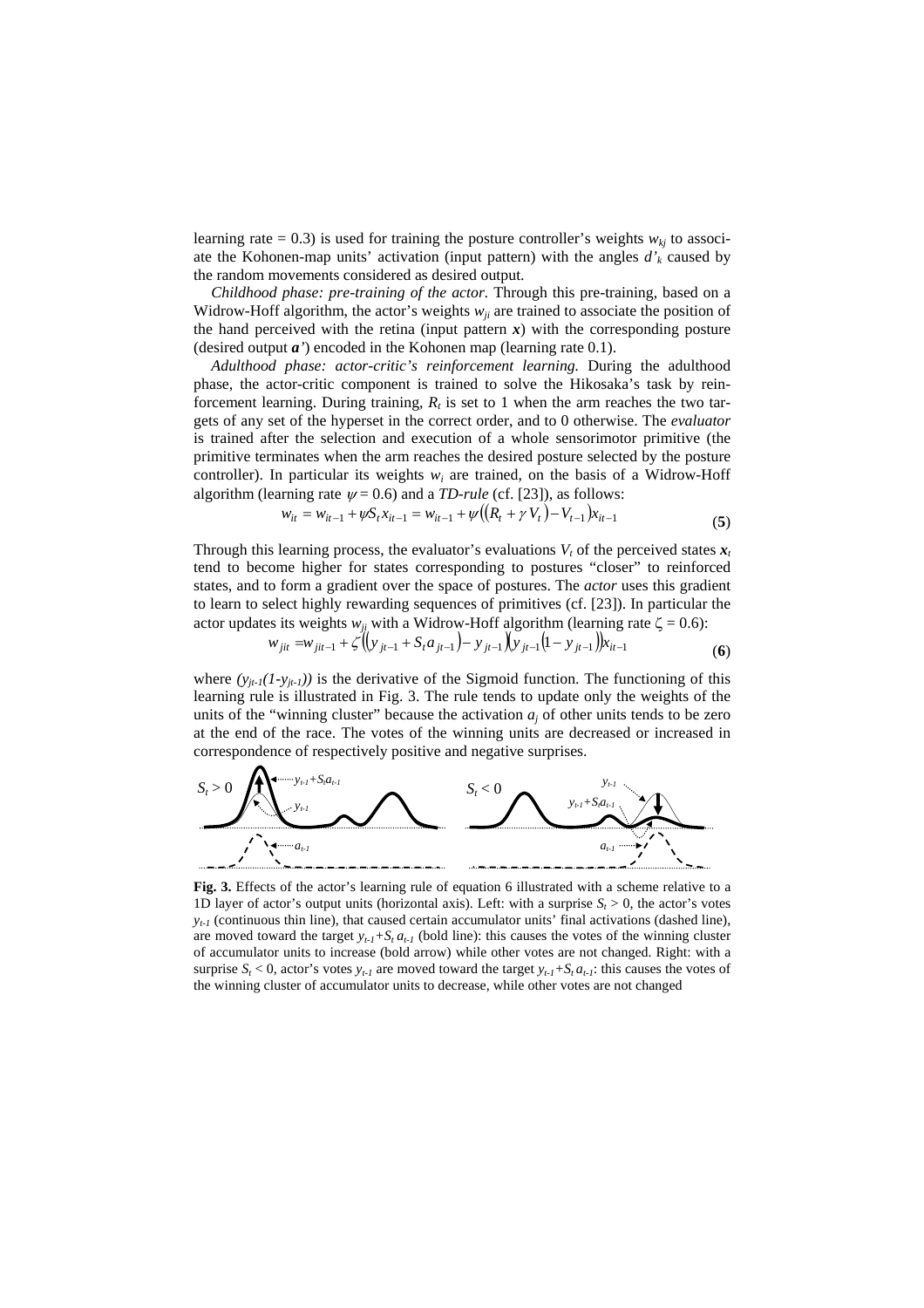learning rate = 0.3) is used for training the posture controller's weights $w_{kj}$ to associate the Kohonen-map units' activation (input pattern) with the angles $d'_k$ caused by the random movements considered as desired output.

*Childhood phase: pre-training of the actor.* Through this pre-training, based on a Widrow-Hoff algorithm, the actor's weights $w_{ji}$ are trained to associate the position of the hand perceived with the retina (input pattern $\boldsymbol{x}$) with the corresponding posture (desired output $\boldsymbol{a}'$) encoded in the Kohonen map (learning rate 0.1).

*Adulthood phase: actor-critic's reinforcement learning.* During the adulthood phase, the actor-critic component is trained to solve the Hikosaka's task by reinforcement learning. During training, $R_t$ is set to 1 when the arm reaches the two targets of any set of the hyperset in the correct order, and to 0 otherwise. The *evaluator* is trained after the selection and execution of a whole sensorimotor primitive (the primitive terminates when the arm reaches the desired posture selected by the posture controller). In particular its weights $w_i$ are trained, on the basis of a Widrow-Hoff algorithm (learning rate $\psi = 0.6$) and a *TD-rule* (cf. [23]), as follows:

$$w_{it} = w_{it-1} + \psi S_t x_{it-1} = w_{it-1} + \psi\left(\left(R_t + \gamma V_t\right) - V_{t-1}\right)x_{it-1} \qquad \textbf{(5)}$$

Through this learning process, the evaluator's evaluations $V_t$ of the perceived states $\boldsymbol{x}_t$ tend to become higher for states corresponding to postures "closer" to reinforced states, and to form a gradient over the space of postures. The *actor* uses this gradient to learn to select highly rewarding sequences of primitives (cf. [23]). In particular the actor updates its weights $w_{ji}$ with a Widrow-Hoff algorithm (learning rate $\zeta = 0.6$):

$$w_{jit} = w_{jit-1} + \zeta\left(\left(y_{jt-1} + S_t a_{jt-1}\right) - y_{jt-1}\right)\left(y_{jt-1}\left(1 - y_{jt-1}\right)\right)x_{it-1} \qquad \textbf{(6)}$$

where $(y_{jt-1}(1-y_{jt-1}))$ is the derivative of the Sigmoid function. The functioning of this learning rule is illustrated in Fig. 3. The rule tends to update only the weights of the units of the "winning cluster" because the activation $a_j$ of other units tends to be zero at the end of the race. The votes of the winning units are decreased or increased in correspondence of respectively positive and negative surprises.

**Fig. 3.** Effects of the actor's learning rule of equation 6 illustrated with a scheme relative to a 1D layer of actor's output units (horizontal axis). Left: with a surprise $S_t > 0$, the actor's votes $y_{t-1}$ (continuous thin line), that caused certain accumulator units' final activations (dashed line), are moved toward the target $y_{t-1}+S_t a_{t-1}$ (bold line): this causes the votes of the winning cluster of accumulator units to increase (bold arrow) while other votes are not changed. Right: with a surprise $S_t < 0$, actor's votes $y_{t-1}$ are moved toward the target $y_{t-1}+S_t a_{t-1}$: this causes the votes of the winning cluster of accumulator units to decrease, while other votes are not changed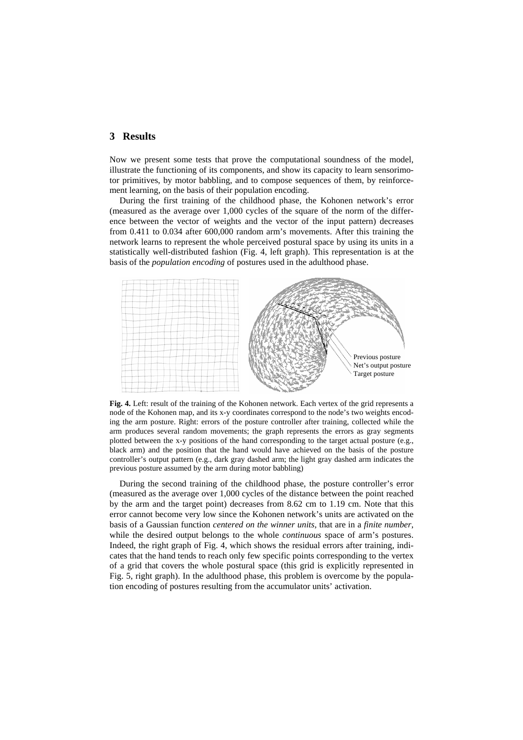## 3 Results

Now we present some tests that prove the computational soundness of the model, illustrate the functioning of its components, and show its capacity to learn sensorimotor primitives, by motor babbling, and to compose sequences of them, by reinforcement learning, on the basis of their population encoding.

During the first training of the childhood phase, the Kohonen network's error (measured as the average over 1,000 cycles of the square of the norm of the difference between the vector of weights and the vector of the input pattern) decreases from 0.411 to 0.034 after 600,000 random arm's movements. After this training the network learns to represent the whole perceived postural space by using its units in a statistically well-distributed fashion (Fig. 4, left graph). This representation is at the basis of the *population encoding* of postures used in the adulthood phase.

Previous posture
Net's output posture
Target posture

**Fig. 4.** Left: result of the training of the Kohonen network. Each vertex of the grid represents a node of the Kohonen map, and its x-y coordinates correspond to the node's two weights encoding the arm posture. Right: errors of the posture controller after training, collected while the arm produces several random movements; the graph represents the errors as gray segments plotted between the x-y positions of the hand corresponding to the target actual posture (e.g., black arm) and the position that the hand would have achieved on the basis of the posture controller's output pattern (e.g., dark gray dashed arm; the light gray dashed arm indicates the previous posture assumed by the arm during motor babbling)

During the second training of the childhood phase, the posture controller's error (measured as the average over 1,000 cycles of the distance between the point reached by the arm and the target point) decreases from 8.62 cm to 1.19 cm. Note that this error cannot become very low since the Kohonen network's units are activated on the basis of a Gaussian function *centered on the winner units*, that are in a *finite number*, while the desired output belongs to the whole *continuous* space of arm's postures. Indeed, the right graph of Fig. 4, which shows the residual errors after training, indicates that the hand tends to reach only few specific points corresponding to the vertex of a grid that covers the whole postural space (this grid is explicitly represented in Fig. 5, right graph). In the adulthood phase, this problem is overcome by the population encoding of postures resulting from the accumulator units' activation.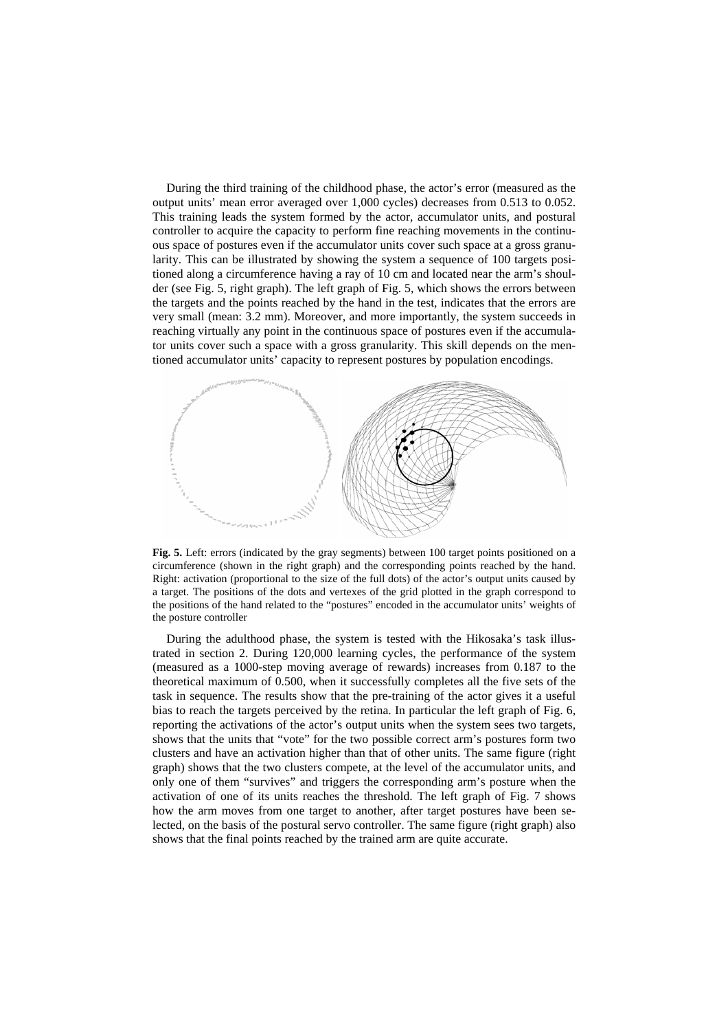During the third training of the childhood phase, the actor's error (measured as the output units' mean error averaged over 1,000 cycles) decreases from 0.513 to 0.052. This training leads the system formed by the actor, accumulator units, and postural controller to acquire the capacity to perform fine reaching movements in the continuous space of postures even if the accumulator units cover such space at a gross granularity. This can be illustrated by showing the system a sequence of 100 targets positioned along a circumference having a ray of 10 cm and located near the arm's shoulder (see Fig. 5, right graph). The left graph of Fig. 5, which shows the errors between the targets and the points reached by the hand in the test, indicates that the errors are very small (mean: 3.2 mm). Moreover, and more importantly, the system succeeds in reaching virtually any point in the continuous space of postures even if the accumulator units cover such a space with a gross granularity. This skill depends on the mentioned accumulator units' capacity to represent postures by population encodings.

**Fig. 5.** Left: errors (indicated by the gray segments) between 100 target points positioned on a circumference (shown in the right graph) and the corresponding points reached by the hand. Right: activation (proportional to the size of the full dots) of the actor's output units caused by a target. The positions of the dots and vertexes of the grid plotted in the graph correspond to the positions of the hand related to the "postures" encoded in the accumulator units' weights of the posture controller

During the adulthood phase, the system is tested with the Hikosaka's task illustrated in section 2. During 120,000 learning cycles, the performance of the system (measured as a 1000-step moving average of rewards) increases from 0.187 to the theoretical maximum of 0.500, when it successfully completes all the five sets of the task in sequence. The results show that the pre-training of the actor gives it a useful bias to reach the targets perceived by the retina. In particular the left graph of Fig. 6, reporting the activations of the actor's output units when the system sees two targets, shows that the units that "vote" for the two possible correct arm's postures form two clusters and have an activation higher than that of other units. The same figure (right graph) shows that the two clusters compete, at the level of the accumulator units, and only one of them "survives" and triggers the corresponding arm's posture when the activation of one of its units reaches the threshold. The left graph of Fig. 7 shows how the arm moves from one target to another, after target postures have been selected, on the basis of the postural servo controller. The same figure (right graph) also shows that the final points reached by the trained arm are quite accurate.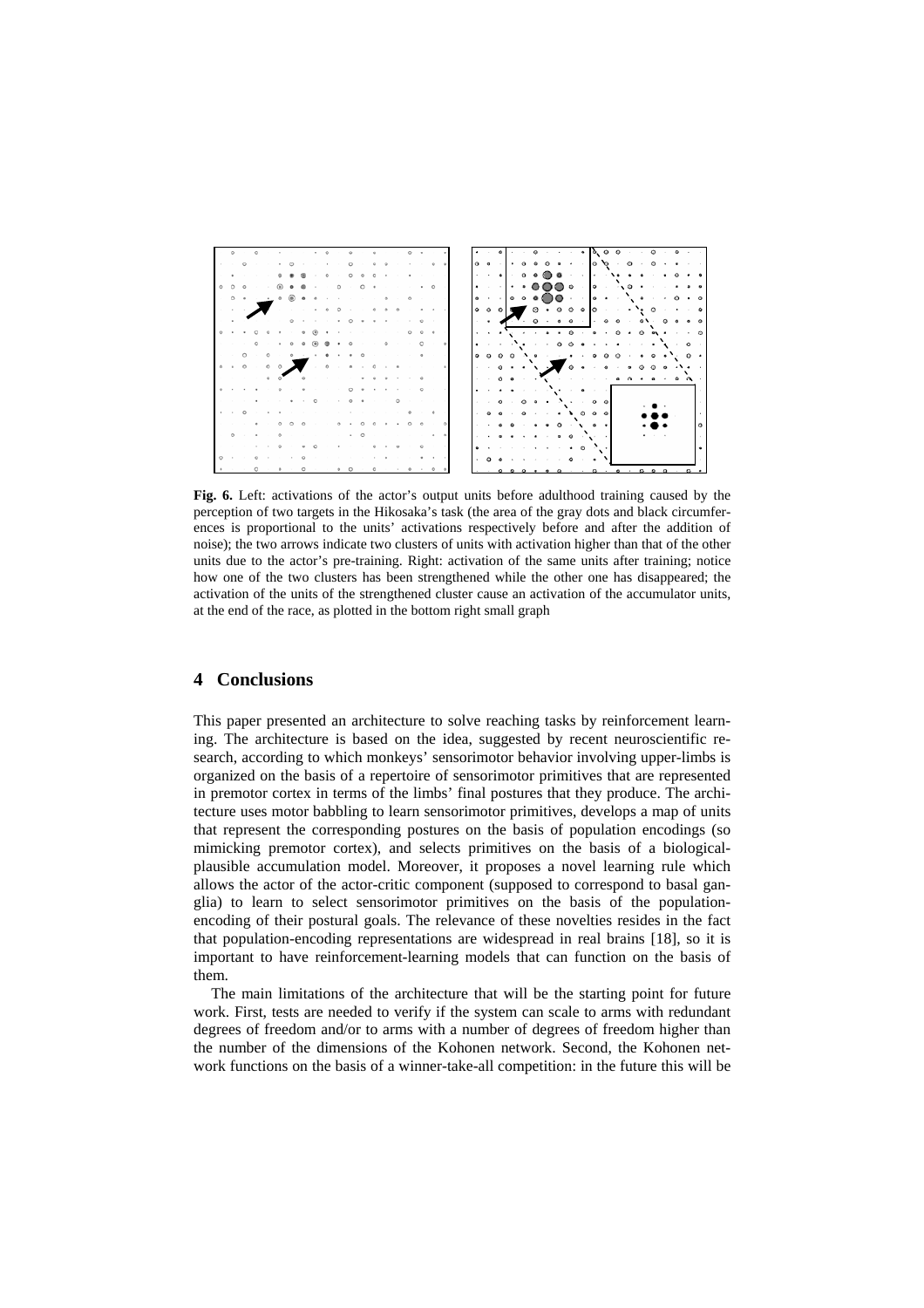**Fig. 6.** Left: activations of the actor's output units before adulthood training caused by the perception of two targets in the Hikosaka's task (the area of the gray dots and black circumferences is proportional to the units' activations respectively before and after the addition of noise); the two arrows indicate two clusters of units with activation higher than that of the other units due to the actor's pre-training. Right: activation of the same units after training; notice how one of the two clusters has been strengthened while the other one has disappeared; the activation of the units of the strengthened cluster cause an activation of the accumulator units, at the end of the race, as plotted in the bottom right small graph

## 4 Conclusions

This paper presented an architecture to solve reaching tasks by reinforcement learning. The architecture is based on the idea, suggested by recent neuroscientific research, according to which monkeys' sensorimotor behavior involving upper-limbs is organized on the basis of a repertoire of sensorimotor primitives that are represented in premotor cortex in terms of the limbs' final postures that they produce. The architecture uses motor babbling to learn sensorimotor primitives, develops a map of units that represent the corresponding postures on the basis of population encodings (so mimicking premotor cortex), and selects primitives on the basis of a biological-plausible accumulation model. Moreover, it proposes a novel learning rule which allows the actor of the actor-critic component (supposed to correspond to basal ganglia) to learn to select sensorimotor primitives on the basis of the population-encoding of their postural goals. The relevance of these novelties resides in the fact that population-encoding representations are widespread in real brains [18], so it is important to have reinforcement-learning models that can function on the basis of them.

The main limitations of the architecture that will be the starting point for future work. First, tests are needed to verify if the system can scale to arms with redundant degrees of freedom and/or to arms with a number of degrees of freedom higher than the number of the dimensions of the Kohonen network. Second, the Kohonen network functions on the basis of a winner-take-all competition: in the future this will be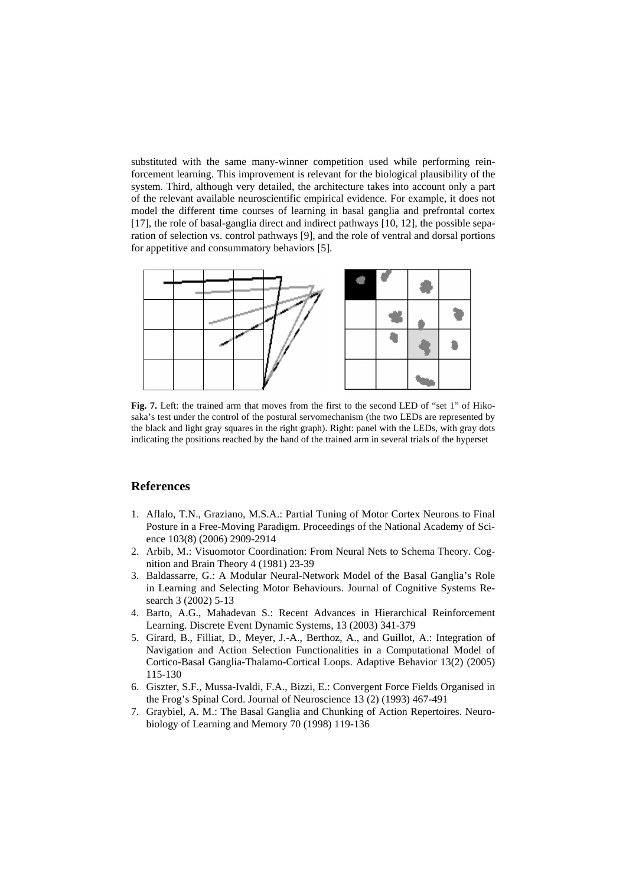substituted with the same many-winner competition used while performing reinforcement learning. This improvement is relevant for the biological plausibility of the system. Third, although very detailed, the architecture takes into account only a part of the relevant available neuroscientific empirical evidence. For example, it does not model the different time courses of learning in basal ganglia and prefrontal cortex [17], the role of basal-ganglia direct and indirect pathways [10, 12], the possible separation of selection vs. control pathways [9], and the role of ventral and dorsal portions for appetitive and consummatory behaviors [5].

**Fig. 7.** Left: the trained arm that moves from the first to the second LED of "set 1" of Hikosaka's test under the control of the postural servomechanism (the two LEDs are represented by the black and light gray squares in the right graph). Right: panel with the LEDs, with gray dots indicating the positions reached by the hand of the trained arm in several trials of the hyperset

## References

1. Aflalo, T.N., Graziano, M.S.A.: Partial Tuning of Motor Cortex Neurons to Final Posture in a Free-Moving Paradigm. Proceedings of the National Academy of Science 103(8) (2006) 2909-2914
2. Arbib, M.: Visuomotor Coordination: From Neural Nets to Schema Theory. Cognition and Brain Theory 4 (1981) 23-39
3. Baldassarre, G.: A Modular Neural-Network Model of the Basal Ganglia's Role in Learning and Selecting Motor Behaviours. Journal of Cognitive Systems Research 3 (2002) 5-13
4. Barto, A.G., Mahadevan S.: Recent Advances in Hierarchical Reinforcement Learning. Discrete Event Dynamic Systems, 13 (2003) 341-379
5. Girard, B., Filliat, D., Meyer, J.-A., Berthoz, A., and Guillot, A.: Integration of Navigation and Action Selection Functionalities in a Computational Model of Cortico-Basal Ganglia-Thalamo-Cortical Loops. Adaptive Behavior 13(2) (2005) 115-130
6. Giszter, S.F., Mussa-Ivaldi, F.A., Bizzi, E.: Convergent Force Fields Organised in the Frog's Spinal Cord. Journal of Neuroscience 13 (2) (1993) 467-491
7. Graybiel, A. M.: The Basal Ganglia and Chunking of Action Repertoires. Neurobiology of Learning and Memory 70 (1998) 119-136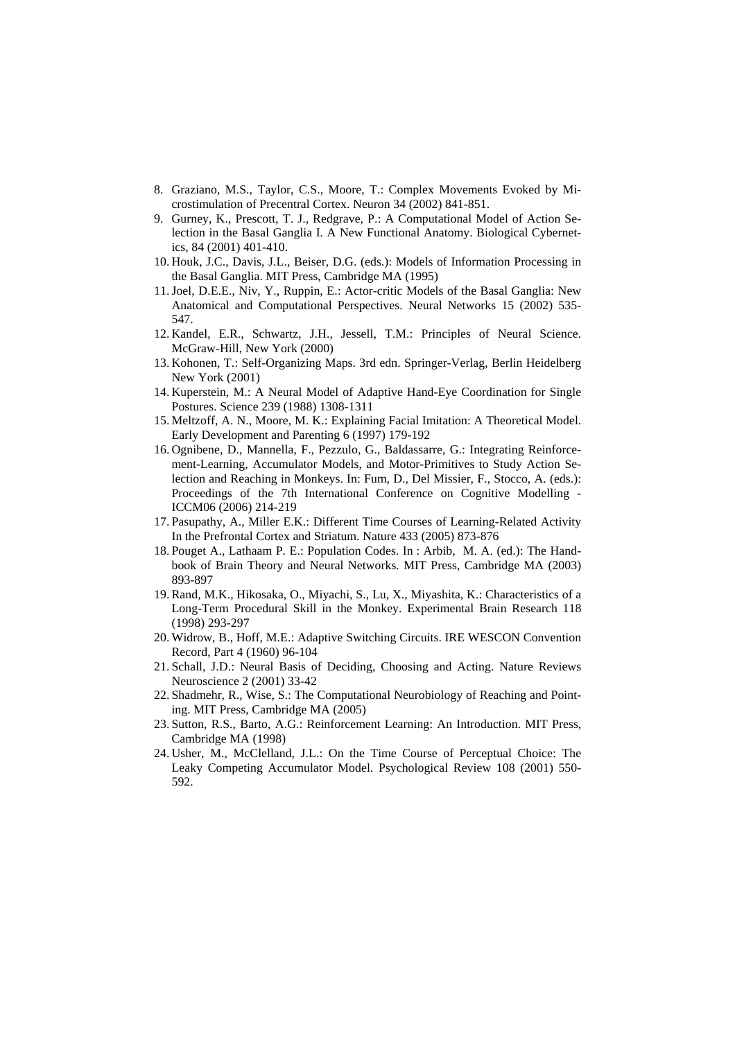8. Graziano, M.S., Taylor, C.S., Moore, T.: Complex Movements Evoked by Microstimulation of Precentral Cortex. Neuron 34 (2002) 841-851.
9. Gurney, K., Prescott, T. J., Redgrave, P.: A Computational Model of Action Selection in the Basal Ganglia I. A New Functional Anatomy. Biological Cybernetics, 84 (2001) 401-410.
10. Houk, J.C., Davis, J.L., Beiser, D.G. (eds.): Models of Information Processing in the Basal Ganglia. MIT Press, Cambridge MA (1995)
11. Joel, D.E.E., Niv, Y., Ruppin, E.: Actor-critic Models of the Basal Ganglia: New Anatomical and Computational Perspectives. Neural Networks 15 (2002) 535-547.
12. Kandel, E.R., Schwartz, J.H., Jessell, T.M.: Principles of Neural Science. McGraw-Hill, New York (2000)
13. Kohonen, T.: Self-Organizing Maps. 3rd edn. Springer-Verlag, Berlin Heidelberg New York (2001)
14. Kuperstein, M.: A Neural Model of Adaptive Hand-Eye Coordination for Single Postures. Science 239 (1988) 1308-1311
15. Meltzoff, A. N., Moore, M. K.: Explaining Facial Imitation: A Theoretical Model. Early Development and Parenting 6 (1997) 179-192
16. Ognibene, D., Mannella, F., Pezzulo, G., Baldassarre, G.: Integrating Reinforcement-Learning, Accumulator Models, and Motor-Primitives to Study Action Selection and Reaching in Monkeys. In: Fum, D., Del Missier, F., Stocco, A. (eds.): Proceedings of the 7th International Conference on Cognitive Modelling - ICCM06 (2006) 214-219
17. Pasupathy, A., Miller E.K.: Different Time Courses of Learning-Related Activity In the Prefrontal Cortex and Striatum. Nature 433 (2005) 873-876
18. Pouget A., Lathaam P. E.: Population Codes. In : Arbib, M. A. (ed.): The Handbook of Brain Theory and Neural Networks. MIT Press, Cambridge MA (2003) 893-897
19. Rand, M.K., Hikosaka, O., Miyachi, S., Lu, X., Miyashita, K.: Characteristics of a Long-Term Procedural Skill in the Monkey. Experimental Brain Research 118 (1998) 293-297
20. Widrow, B., Hoff, M.E.: Adaptive Switching Circuits. IRE WESCON Convention Record, Part 4 (1960) 96-104
21. Schall, J.D.: Neural Basis of Deciding, Choosing and Acting. Nature Reviews Neuroscience 2 (2001) 33-42
22. Shadmehr, R., Wise, S.: The Computational Neurobiology of Reaching and Pointing. MIT Press, Cambridge MA (2005)
23. Sutton, R.S., Barto, A.G.: Reinforcement Learning: An Introduction. MIT Press, Cambridge MA (1998)
24. Usher, M., McClelland, J.L.: On the Time Course of Perceptual Choice: The Leaky Competing Accumulator Model. Psychological Review 108 (2001) 550-592.